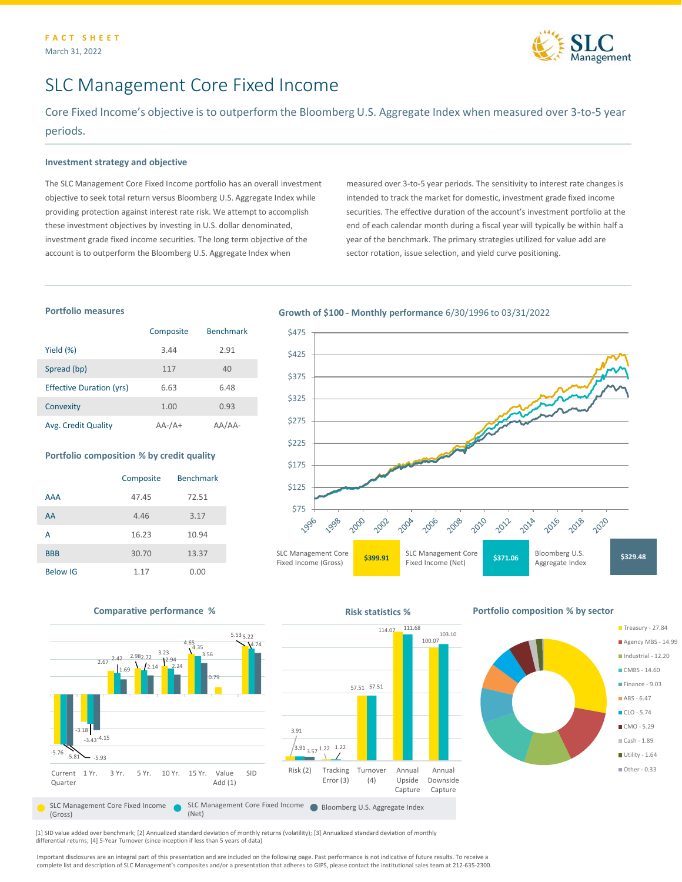FACT SHEET

March 31, 2022

# SLC Management Core Fixed Income

Core Fixed Income's objective is to outperform the Bloomberg U.S. Aggregate Index when measured over 3-to-5 year periods.

### Investment strategy and objective

The SLC Management Core Fixed Income portfolio has an overall investment objective to seek total return versus Bloomberg U.S. Aggregate Index while providing protection against interest rate risk. We attempt to accomplish these investment objectives by investing in U.S. dollar denominated, investment grade fixed income securities. The long term objective of the account is to outperform the Bloomberg U.S. Aggregate Index when measured over 3-to-5 year periods. The sensitivity to interest rate changes is intended to track the market for domestic, investment grade fixed income securities. The effective duration of the account's investment portfolio at the end of each calendar month during a fiscal year will typically be within half a year of the benchmark. The primary strategies utilized for value add are sector rotation, issue selection, and yield curve positioning.

### Portfolio measures

| | Composite | Benchmark |
|---|---|---|
| Yield (%) | 3.44 | 2.91 |
| Spread (bp) | 117 | 40 |
| Effective Duration (yrs) | 6.63 | 6.48 |
| Convexity | 1.00 | 0.93 |
| Avg. Credit Quality | AA-/A+ | AA/AA- |

### Portfolio composition % by credit quality

| | Composite | Benchmark |
|---|---|---|
| AAA | 47.45 | 72.51 |
| AA | 4.46 | 3.17 |
| A | 16.23 | 10.94 |
| BBB | 30.70 | 13.37 |
| Below IG | 1.17 | 0.00 |

### Growth of $100 - Monthly performance 6/30/1996 to 03/31/2022

| | Value |
|---|---|
| SLC Management Core Fixed Income (Gross) | $399.91 |
| SLC Management Core Fixed Income (Net) | $371.06 |
| Bloomberg U.S. Aggregate Index | $329.48 |

### Comparative performance %

| | Current Quarter | 1 Yr. | 3 Yr. | 5 Yr. | 10 Yr. | 15 Yr. | Value Add (1) | SID |
|---|---|---|---|---|---|---|---|---|
| SLC Management Core Fixed Income (Gross) | -5.76 | -3.18 | 2.67 | 2.98 | 3.23 | 4.65 | 0.79 | 5.53 |
| SLC Management Core Fixed Income (Net) | -5.81 | -3.43 | 2.42 | 2.72 | 2.94 | 4.35 | | 5.22 |
| Bloomberg U.S. Aggregate Index | -5.93 | -4.15 | 1.69 | 2.14 | 2.24 | 3.56 | | 4.74 |

### Risk statistics %

| | Risk (2) | Tracking Error (3) | Turnover (4) | Annual Upside Capture | Annual Downside Capture |
|---|---|---|---|---|---|
| SLC Management Core Fixed Income (Gross) | 3.91 | 1.22 | 57.51 | 114.07 | 100.07 |
| SLC Management Core Fixed Income (Net) | 3.91 | 1.22 | 57.51 | 111.68 | 103.10 |
| Bloomberg U.S. Aggregate Index | 3.57 | | | | |

### Portfolio composition % by sector

- Treasury - 27.84
- Agency MBS - 14.99
- Industrial - 12.20
- CMBS - 14.60
- Finance - 9.03
- ABS - 6.47
- CLO - 5.74
- CMO - 5.29
- Cash - 1.89
- Utility - 1.64
- Other - 0.33

[1] SID value added over benchmark; [2] Annualized standard deviation of monthly returns (volatility); [3] Annualized standard deviation of monthly differential returns; [4] 5-Year Turnover (since inception if less than 5 years of data)

Important disclosures are an integral part of this presentation and are included on the following page. Past performance is not indicative of future results. To receive a complete list and description of SLC Management's composites and/or a presentation that adheres to GIPS, please contact the institutional sales team at 212-635-2300.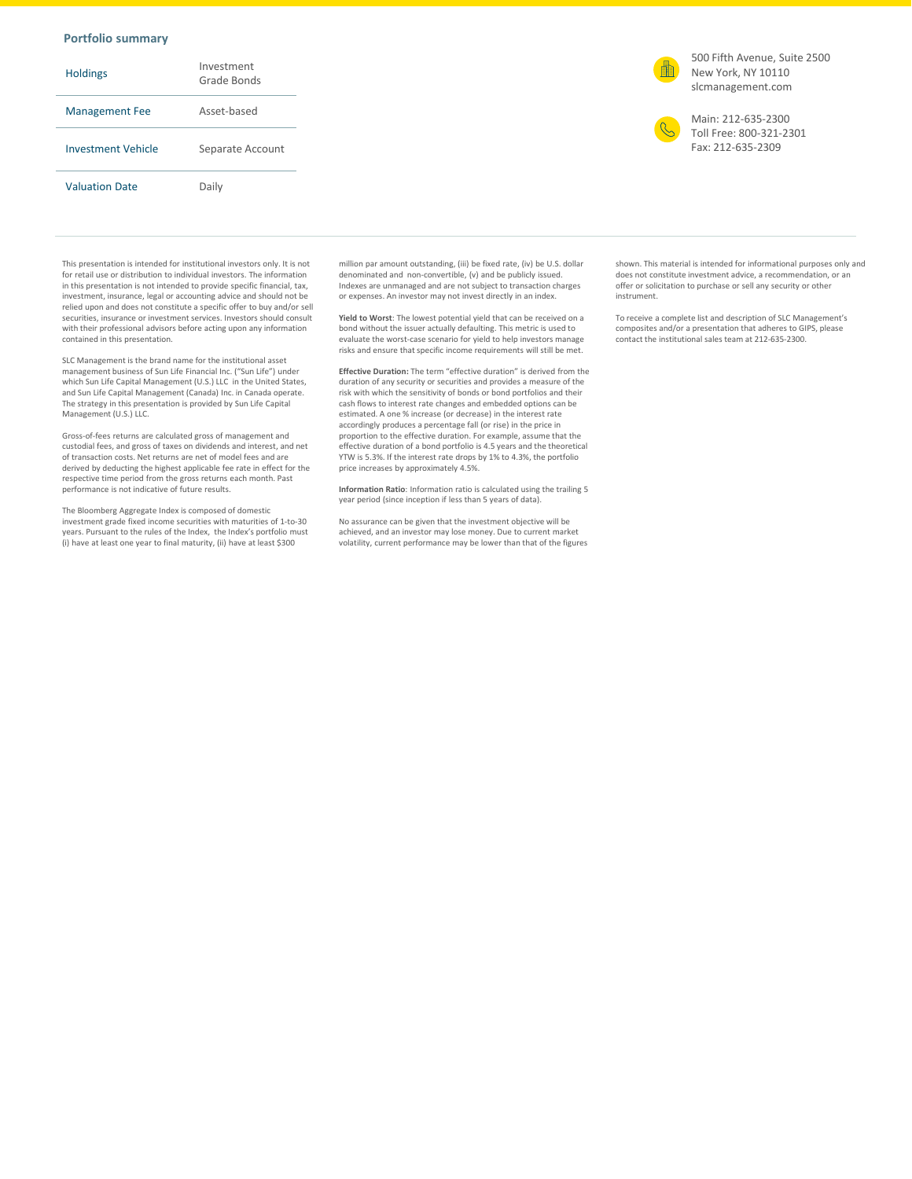## Portfolio summary

| | |
|---|---|
| Holdings | Investment Grade Bonds |
| Management Fee | Asset-based |
| Investment Vehicle | Separate Account |
| Valuation Date | Daily |

500 Fifth Avenue, Suite 2500
New York, NY 10110
slcmanagement.com

Main: 212-635-2300
Toll Free: 800-321-2301
Fax: 212-635-2309

This presentation is intended for institutional investors only. It is not for retail use or distribution to individual investors. The information in this presentation is not intended to provide specific financial, tax, investment, insurance, legal or accounting advice and should not be relied upon and does not constitute a specific offer to buy and/or sell securities, insurance or investment services. Investors should consult with their professional advisors before acting upon any information contained in this presentation.

SLC Management is the brand name for the institutional asset management business of Sun Life Financial Inc. ("Sun Life") under which Sun Life Capital Management (U.S.) LLC in the United States, and Sun Life Capital Management (Canada) Inc. in Canada operate. The strategy in this presentation is provided by Sun Life Capital Management (U.S.) LLC.

Gross-of-fees returns are calculated gross of management and custodial fees, and gross of taxes on dividends and interest, and net of transaction costs. Net returns are net of model fees and are derived by deducting the highest applicable fee rate in effect for the respective time period from the gross returns each month. Past performance is not indicative of future results.

The Bloomberg Aggregate Index is composed of domestic investment grade fixed income securities with maturities of 1-to-30 years. Pursuant to the rules of the Index, the Index's portfolio must (i) have at least one year to final maturity, (ii) have at least $300 million par amount outstanding, (iii) be fixed rate, (iv) be U.S. dollar denominated and non-convertible, (v) and be publicly issued. Indexes are unmanaged and are not subject to transaction charges or expenses. An investor may not invest directly in an index.

**Yield to Worst**: The lowest potential yield that can be received on a bond without the issuer actually defaulting. This metric is used to evaluate the worst-case scenario for yield to help investors manage risks and ensure that specific income requirements will still be met.

**Effective Duration:** The term "effective duration" is derived from the duration of any security or securities and provides a measure of the risk with which the sensitivity of bonds or bond portfolios and their cash flows to interest rate changes and embedded options can be estimated. A one % increase (or decrease) in the interest rate accordingly produces a percentage fall (or rise) in the price in proportion to the effective duration. For example, assume that the effective duration of a bond portfolio is 4.5 years and the theoretical YTW is 5.3%. If the interest rate drops by 1% to 4.3%, the portfolio price increases by approximately 4.5%.

**Information Ratio**: Information ratio is calculated using the trailing 5 year period (since inception if less than 5 years of data).

No assurance can be given that the investment objective will be achieved, and an investor may lose money. Due to current market volatility, current performance may be lower than that of the figures shown. This material is intended for informational purposes only and does not constitute investment advice, a recommendation, or an offer or solicitation to purchase or sell any security or other instrument.

To receive a complete list and description of SLC Management's composites and/or a presentation that adheres to GIPS, please contact the institutional sales team at 212-635-2300.